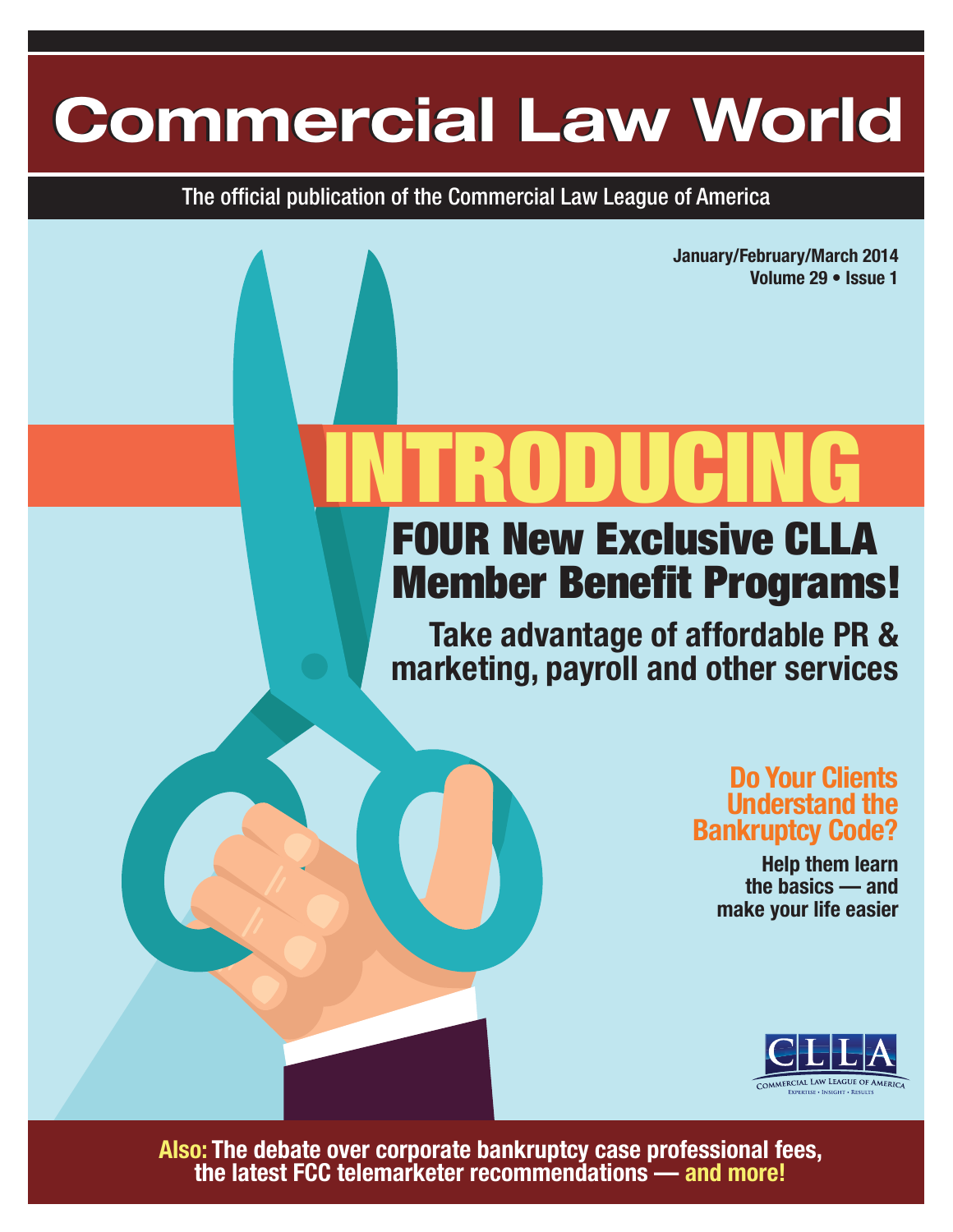# Commercial Law World

The official publication of the Commercial Law League of America

**January/February/March 2014**
**Volume 29 • Issue 1**

# INTRODUCING

## FOUR New Exclusive CLLA Member Benefit Programs!

**Take advantage of affordable PR & marketing, payroll and other services**

### Do Your Clients Understand the Bankruptcy Code?

**Help them learn the basics — and make your life easier**

CLLA
COMMERCIAL LAW LEAGUE OF AMERICA
EXPERTISE • INSIGHT • RESULTS

**Also: The debate over corporate bankruptcy case professional fees, the latest FCC telemarketer recommendations — and more!**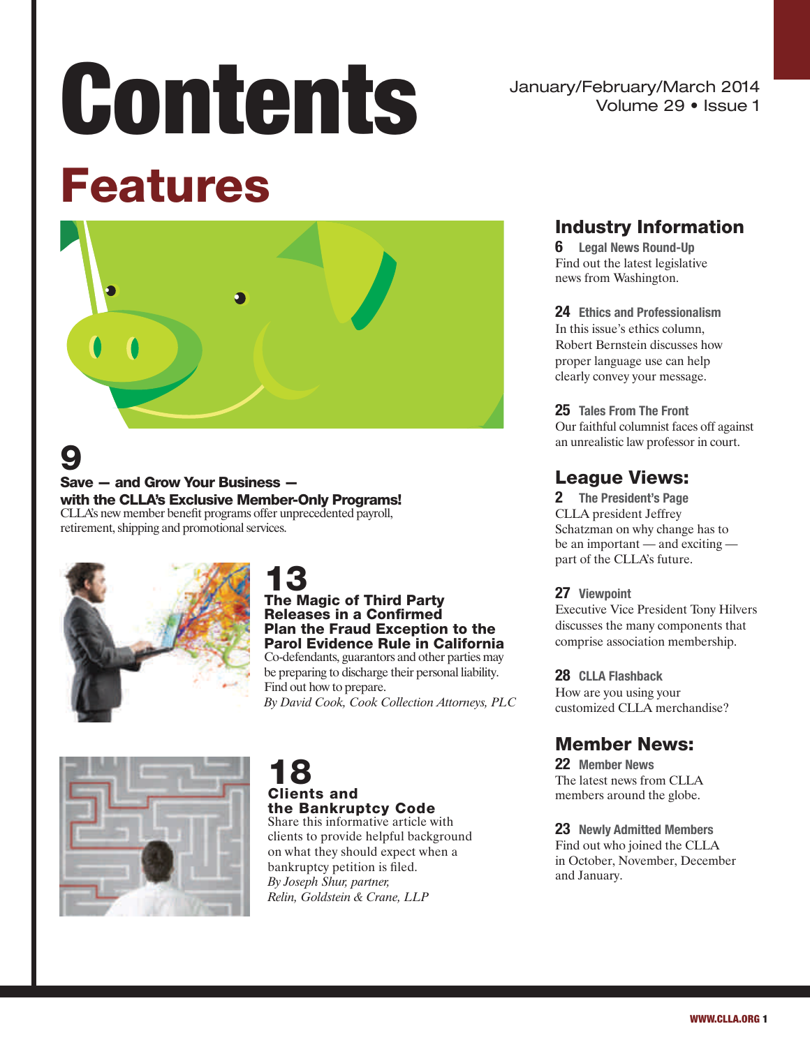# Contents

January/February/March 2014
Volume 29 • Issue 1

## Features

**9**
**Save — and Grow Your Business — with the CLLA's Exclusive Member-Only Programs!**
CLLA's new member benefit programs offer unprecedented payroll, retirement, shipping and promotional services.

**13**
**The Magic of Third Party Releases in a Confirmed Plan the Fraud Exception to the Parol Evidence Rule in California**
Co-defendants, guarantors and other parties may be preparing to discharge their personal liability. Find out how to prepare.
*By David Cook, Cook Collection Attorneys, PLC*

**18**
**Clients and the Bankruptcy Code**
Share this informative article with clients to provide helpful background on what they should expect when a bankruptcy petition is filed.
*By Joseph Shur, partner, Relin, Goldstein & Crane, LLP*

## Industry Information

**6 Legal News Round-Up**
Find out the latest legislative news from Washington.

**24 Ethics and Professionalism**
In this issue's ethics column, Robert Bernstein discusses how proper language use can help clearly convey your message.

**25 Tales From The Front**
Our faithful columnist faces off against an unrealistic law professor in court.

## League Views:

**2 The President's Page**
CLLA president Jeffrey Schatzman on why change has to be an important — and exciting — part of the CLLA's future.

**27 Viewpoint**
Executive Vice President Tony Hilvers discusses the many components that comprise association membership.

**28 CLLA Flashback**
How are you using your customized CLLA merchandise?

## Member News:

**22 Member News**
The latest news from CLLA members around the globe.

**23 Newly Admitted Members**
Find out who joined the CLLA in October, November, December and January.